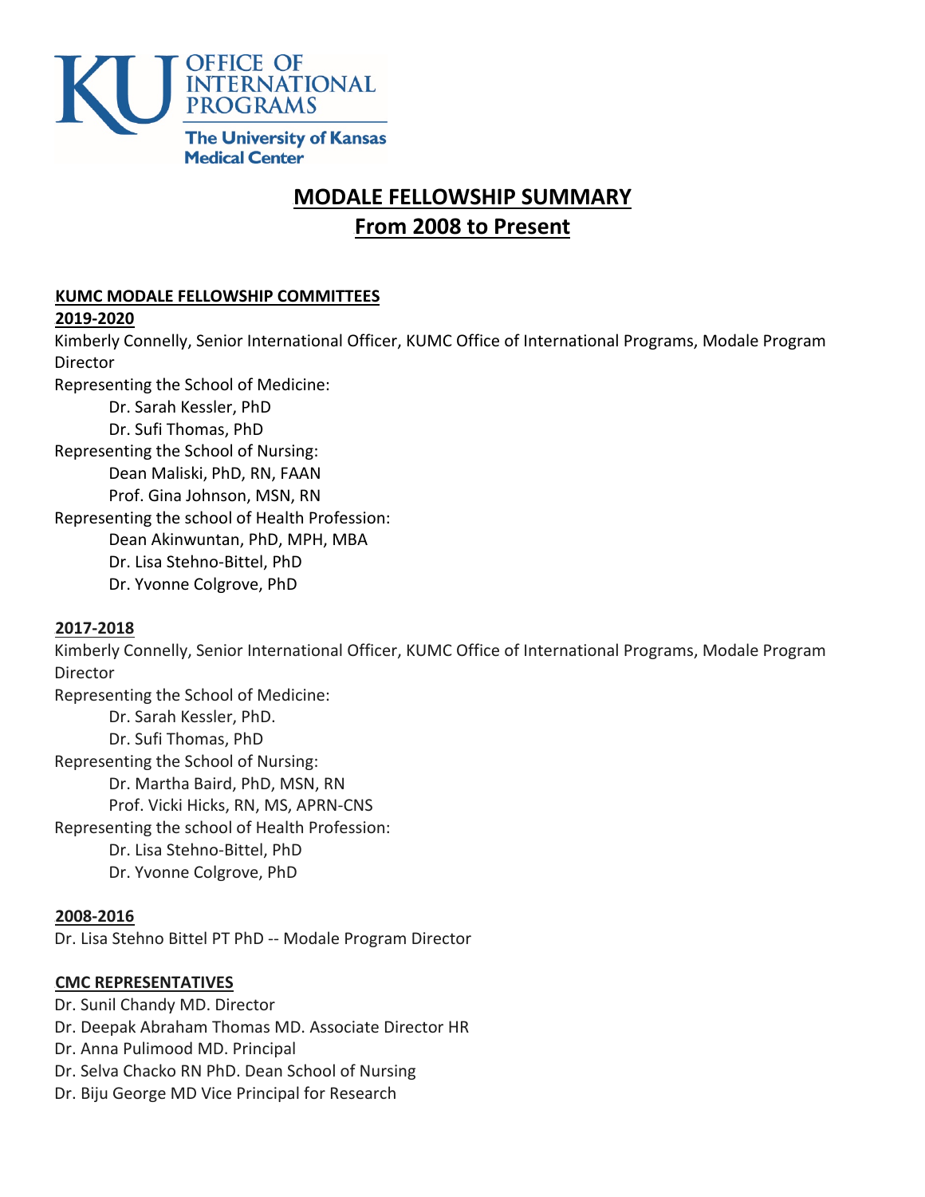KU OFFICE OF INTERNATIONAL PROGRAMS
The University of Kansas Medical Center

# MODALE FELLOWSHIP SUMMARY
# From 2008 to Present

## KUMC MODALE FELLOWSHIP COMMITTEES

### 2019-2020

Kimberly Connelly, Senior International Officer, KUMC Office of International Programs, Modale Program Director

Representing the School of Medicine:
- Dr. Sarah Kessler, PhD
- Dr. Sufi Thomas, PhD

Representing the School of Nursing:
- Dean Maliski, PhD, RN, FAAN
- Prof. Gina Johnson, MSN, RN

Representing the school of Health Profession:
- Dean Akinwuntan, PhD, MPH, MBA
- Dr. Lisa Stehno-Bittel, PhD
- Dr. Yvonne Colgrove, PhD

### 2017-2018

Kimberly Connelly, Senior International Officer, KUMC Office of International Programs, Modale Program Director

Representing the School of Medicine:
- Dr. Sarah Kessler, PhD.
- Dr. Sufi Thomas, PhD

Representing the School of Nursing:
- Dr. Martha Baird, PhD, MSN, RN
- Prof. Vicki Hicks, RN, MS, APRN-CNS

Representing the school of Health Profession:
- Dr. Lisa Stehno-Bittel, PhD
- Dr. Yvonne Colgrove, PhD

### 2008-2016

Dr. Lisa Stehno Bittel PT PhD -- Modale Program Director

## CMC REPRESENTATIVES

Dr. Sunil Chandy MD. Director
Dr. Deepak Abraham Thomas MD. Associate Director HR
Dr. Anna Pulimood MD. Principal
Dr. Selva Chacko RN PhD. Dean School of Nursing
Dr. Biju George MD Vice Principal for Research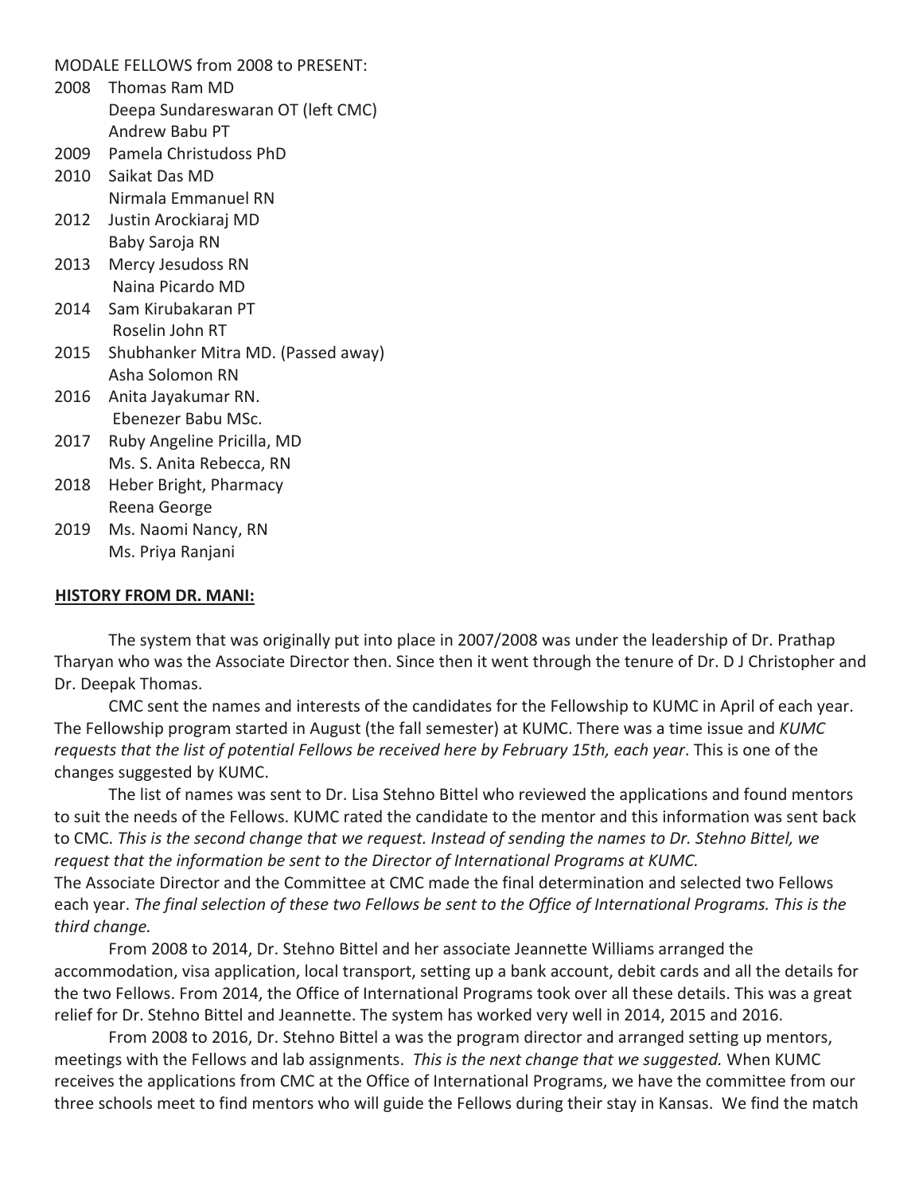MODALE FELLOWS from 2008 to PRESENT:

2008 Thomas Ram MD
Deepa Sundareswaran OT (left CMC)
Andrew Babu PT

2009 Pamela Christudoss PhD

2010 Saikat Das MD
Nirmala Emmanuel RN

2012 Justin Arockiaraj MD
Baby Saroja RN

2013 Mercy Jesudoss RN
Naina Picardo MD

2014 Sam Kirubakaran PT
Roselin John RT

2015 Shubhanker Mitra MD. (Passed away)
Asha Solomon RN

2016 Anita Jayakumar RN.
Ebenezer Babu MSc.

2017 Ruby Angeline Pricilla, MD
Ms. S. Anita Rebecca, RN

2018 Heber Bright, Pharmacy
Reena George

2019 Ms. Naomi Nancy, RN
Ms. Priya Ranjani

**HISTORY FROM DR. MANI:**

The system that was originally put into place in 2007/2008 was under the leadership of Dr. Prathap Tharyan who was the Associate Director then. Since then it went through the tenure of Dr. D J Christopher and Dr. Deepak Thomas.

CMC sent the names and interests of the candidates for the Fellowship to KUMC in April of each year. The Fellowship program started in August (the fall semester) at KUMC. There was a time issue and *KUMC requests that the list of potential Fellows be received here by February 15th, each year*. This is one of the changes suggested by KUMC.

The list of names was sent to Dr. Lisa Stehno Bittel who reviewed the applications and found mentors to suit the needs of the Fellows. KUMC rated the candidate to the mentor and this information was sent back to CMC. *This is the second change that we request. Instead of sending the names to Dr. Stehno Bittel, we request that the information be sent to the Director of International Programs at KUMC.*
The Associate Director and the Committee at CMC made the final determination and selected two Fellows each year. *The final selection of these two Fellows be sent to the Office of International Programs. This is the third change.*

From 2008 to 2014, Dr. Stehno Bittel and her associate Jeannette Williams arranged the accommodation, visa application, local transport, setting up a bank account, debit cards and all the details for the two Fellows. From 2014, the Office of International Programs took over all these details. This was a great relief for Dr. Stehno Bittel and Jeannette. The system has worked very well in 2014, 2015 and 2016.

From 2008 to 2016, Dr. Stehno Bittel a was the program director and arranged setting up mentors, meetings with the Fellows and lab assignments. *This is the next change that we suggested.* When KUMC receives the applications from CMC at the Office of International Programs, we have the committee from our three schools meet to find mentors who will guide the Fellows during their stay in Kansas. We find the match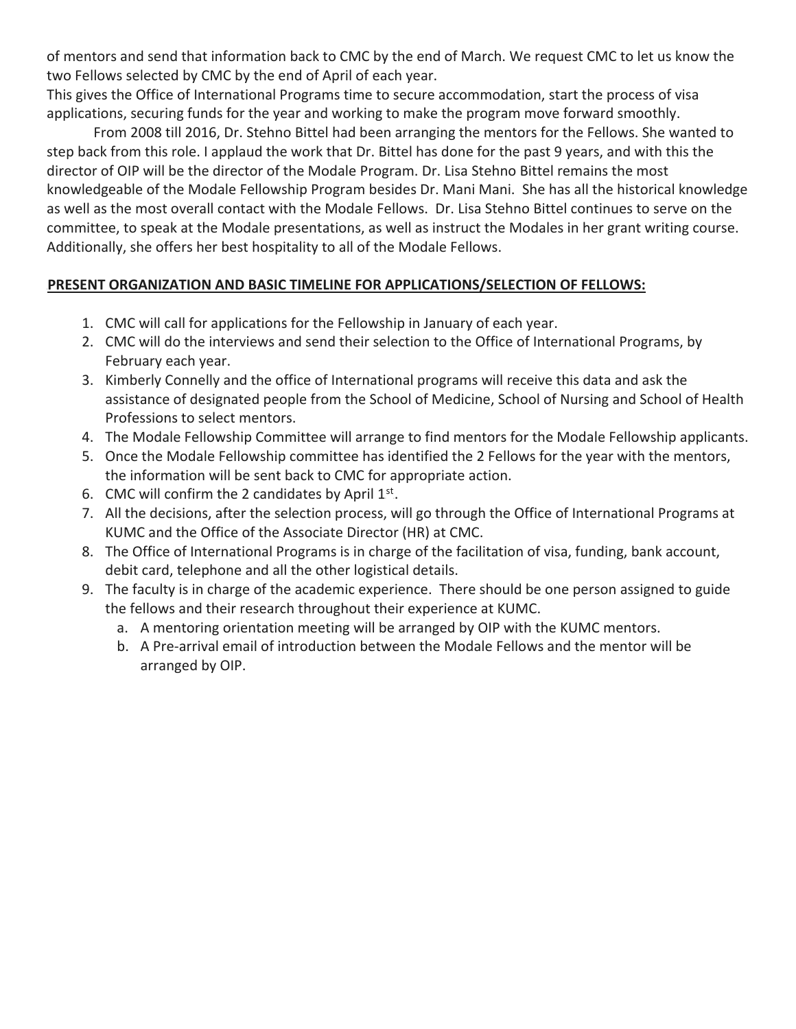of mentors and send that information back to CMC by the end of March. We request CMC to let us know the two Fellows selected by CMC by the end of April of each year.

This gives the Office of International Programs time to secure accommodation, start the process of visa applications, securing funds for the year and working to make the program move forward smoothly.

From 2008 till 2016, Dr. Stehno Bittel had been arranging the mentors for the Fellows. She wanted to step back from this role. I applaud the work that Dr. Bittel has done for the past 9 years, and with this the director of OIP will be the director of the Modale Program. Dr. Lisa Stehno Bittel remains the most knowledgeable of the Modale Fellowship Program besides Dr. Mani Mani. She has all the historical knowledge as well as the most overall contact with the Modale Fellows. Dr. Lisa Stehno Bittel continues to serve on the committee, to speak at the Modale presentations, as well as instruct the Modales in her grant writing course. Additionally, she offers her best hospitality to all of the Modale Fellows.

## PRESENT ORGANIZATION AND BASIC TIMELINE FOR APPLICATIONS/SELECTION OF FELLOWS:

1. CMC will call for applications for the Fellowship in January of each year.
2. CMC will do the interviews and send their selection to the Office of International Programs, by February each year.
3. Kimberly Connelly and the office of International programs will receive this data and ask the assistance of designated people from the School of Medicine, School of Nursing and School of Health Professions to select mentors.
4. The Modale Fellowship Committee will arrange to find mentors for the Modale Fellowship applicants.
5. Once the Modale Fellowship committee has identified the 2 Fellows for the year with the mentors, the information will be sent back to CMC for appropriate action.
6. CMC will confirm the 2 candidates by April 1st.
7. All the decisions, after the selection process, will go through the Office of International Programs at KUMC and the Office of the Associate Director (HR) at CMC.
8. The Office of International Programs is in charge of the facilitation of visa, funding, bank account, debit card, telephone and all the other logistical details.
9. The faculty is in charge of the academic experience. There should be one person assigned to guide the fellows and their research throughout their experience at KUMC.
    a. A mentoring orientation meeting will be arranged by OIP with the KUMC mentors.
    b. A Pre-arrival email of introduction between the Modale Fellows and the mentor will be arranged by OIP.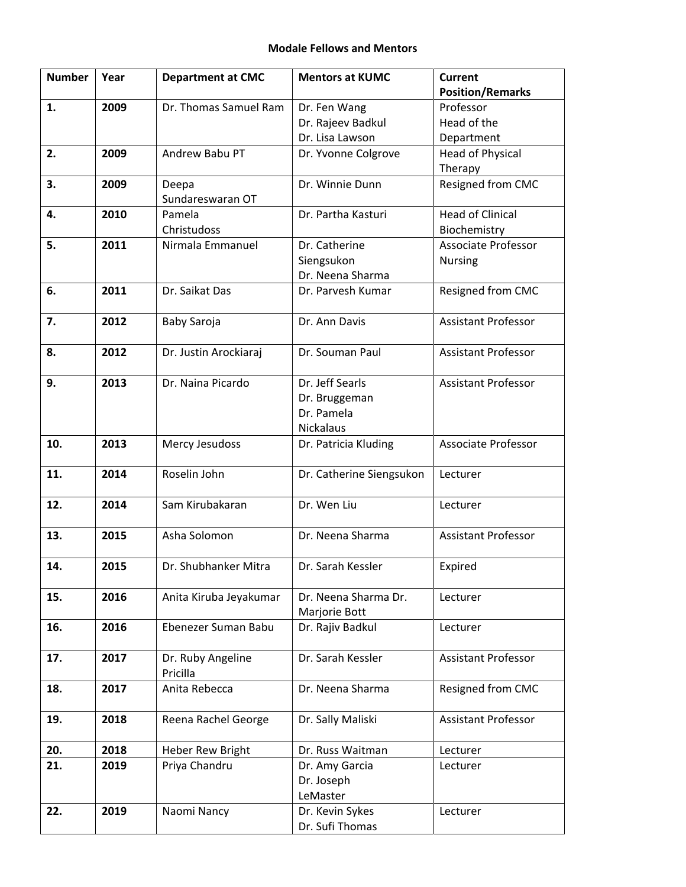**Modale Fellows and Mentors**

| **Number** | **Year** | **Department at CMC** | **Mentors at KUMC** | **Current Position/Remarks** |
|---|---|---|---|---|
| **1.** | **2009** | Dr. Thomas Samuel Ram | Dr. Fen Wang<br>Dr. Rajeev Badkul<br>Dr. Lisa Lawson | Professor<br>Head of the Department |
| **2.** | **2009** | Andrew Babu PT | Dr. Yvonne Colgrove | Head of Physical Therapy |
| **3.** | **2009** | Deepa Sundareswaran OT | Dr. Winnie Dunn | Resigned from CMC |
| **4.** | **2010** | Pamela Christudoss | Dr. Partha Kasturi | Head of Clinical Biochemistry |
| **5.** | **2011** | Nirmala Emmanuel | Dr. Catherine Siengsukon<br>Dr. Neena Sharma | Associate Professor Nursing |
| **6.** | **2011** | Dr. Saikat Das | Dr. Parvesh Kumar | Resigned from CMC |
| **7.** | **2012** | Baby Saroja | Dr. Ann Davis | Assistant Professor |
| **8.** | **2012** | Dr. Justin Arockiaraj | Dr. Souman Paul | Assistant Professor |
| **9.** | **2013** | Dr. Naina Picardo | Dr. Jeff Searls<br>Dr. Bruggeman<br>Dr. Pamela Nickalaus | Assistant Professor |
| **10.** | **2013** | Mercy Jesudoss | Dr. Patricia Kluding | Associate Professor |
| **11.** | **2014** | Roselin John | Dr. Catherine Siengsukon | Lecturer |
| **12.** | **2014** | Sam Kirubakaran | Dr. Wen Liu | Lecturer |
| **13.** | **2015** | Asha Solomon | Dr. Neena Sharma | Assistant Professor |
| **14.** | **2015** | Dr. Shubhanker Mitra | Dr. Sarah Kessler | Expired |
| **15.** | **2016** | Anita Kiruba Jeyakumar | Dr. Neena Sharma Dr. Marjorie Bott | Lecturer |
| **16.** | **2016** | Ebenezer Suman Babu | Dr. Rajiv Badkul | Lecturer |
| **17.** | **2017** | Dr. Ruby Angeline Pricilla | Dr. Sarah Kessler | Assistant Professor |
| **18.** | **2017** | Anita Rebecca | Dr. Neena Sharma | Resigned from CMC |
| **19.** | **2018** | Reena Rachel George | Dr. Sally Maliski | Assistant Professor |
| **20.** | **2018** | Heber Rew Bright | Dr. Russ Waitman | Lecturer |
| **21.** | **2019** | Priya Chandru | Dr. Amy Garcia<br>Dr. Joseph LeMaster | Lecturer |
| **22.** | **2019** | Naomi Nancy | Dr. Kevin Sykes<br>Dr. Sufi Thomas | Lecturer |